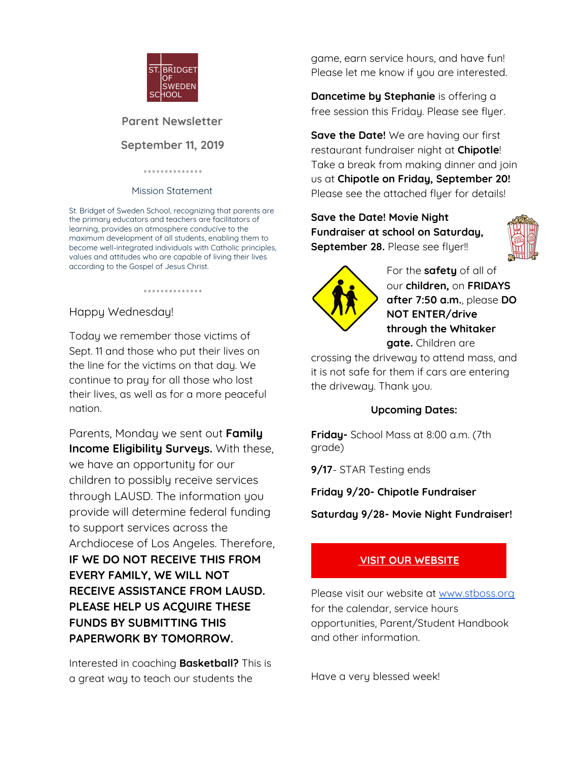ST. BRIDGET OF SWEDEN SCHOOL

## Parent Newsletter

## September 11, 2019

Mission Statement

St. Bridget of Sweden School, recognizing that parents are the primary educators and teachers are facilitators of learning, provides an atmosphere conducive to the maximum development of all students, enabling them to become well-integrated individuals with Catholic principles, values and attitudes who are capable of living their lives according to the Gospel of Jesus Christ.

Happy Wednesday!

Today we remember those victims of Sept. 11 and those who put their lives on the line for the victims on that day. We continue to pray for all those who lost their lives, as well as for a more peaceful nation.

Parents, Monday we sent out **Family Income Eligibility Surveys.** With these, we have an opportunity for our children to possibly receive services through LAUSD. The information you provide will determine federal funding to support services across the Archdiocese of Los Angeles. Therefore, **IF WE DO NOT RECEIVE THIS FROM EVERY FAMILY, WE WILL NOT RECEIVE ASSISTANCE FROM LAUSD. PLEASE HELP US ACQUIRE THESE FUNDS BY SUBMITTING THIS PAPERWORK BY TOMORROW.**

Interested in coaching **Basketball?** This is a great way to teach our students the game, earn service hours, and have fun! Please let me know if you are interested.

**Dancetime by Stephanie** is offering a free session this Friday. Please see flyer.

**Save the Date!** We are having our first restaurant fundraiser night at **Chipotle**! Take a break from making dinner and join us at **Chipotle on Friday, September 20!** Please see the attached flyer for details!

**Save the Date! Movie Night Fundraiser at school on Saturday, September 28.** Please see flyer!!

For the **safety** of all of our **children,** on **FRIDAYS after 7:50 a.m.**, please **DO NOT ENTER/drive through the Whitaker gate.** Children are crossing the driveway to attend mass, and it is not safe for them if cars are entering the driveway. Thank you.

**Upcoming Dates:**

**Friday-** School Mass at 8:00 a.m. (7th grade)

**9/17**- STAR Testing ends

**Friday 9/20- Chipotle Fundraiser**

**Saturday 9/28- Movie Night Fundraiser!**

**VISIT OUR WEBSITE**

Please visit our website at www.stboss.org for the calendar, service hours opportunities, Parent/Student Handbook and other information.

Have a very blessed week!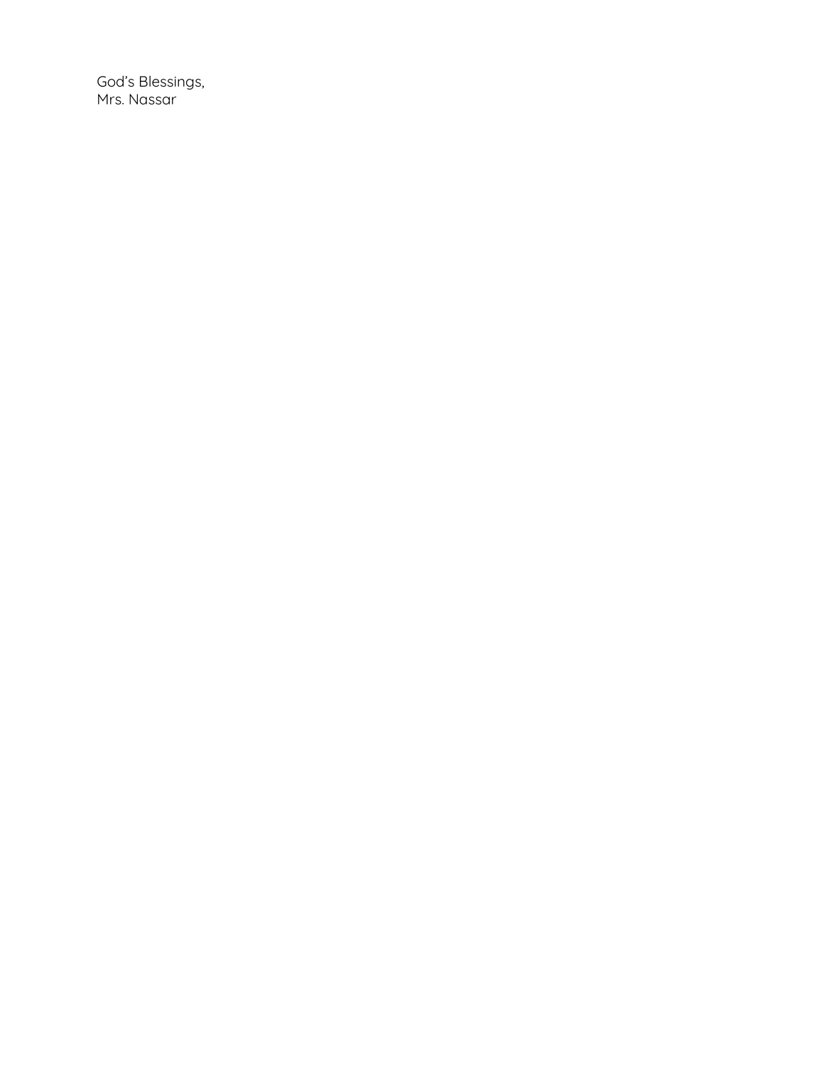God’s Blessings,
Mrs. Nassar